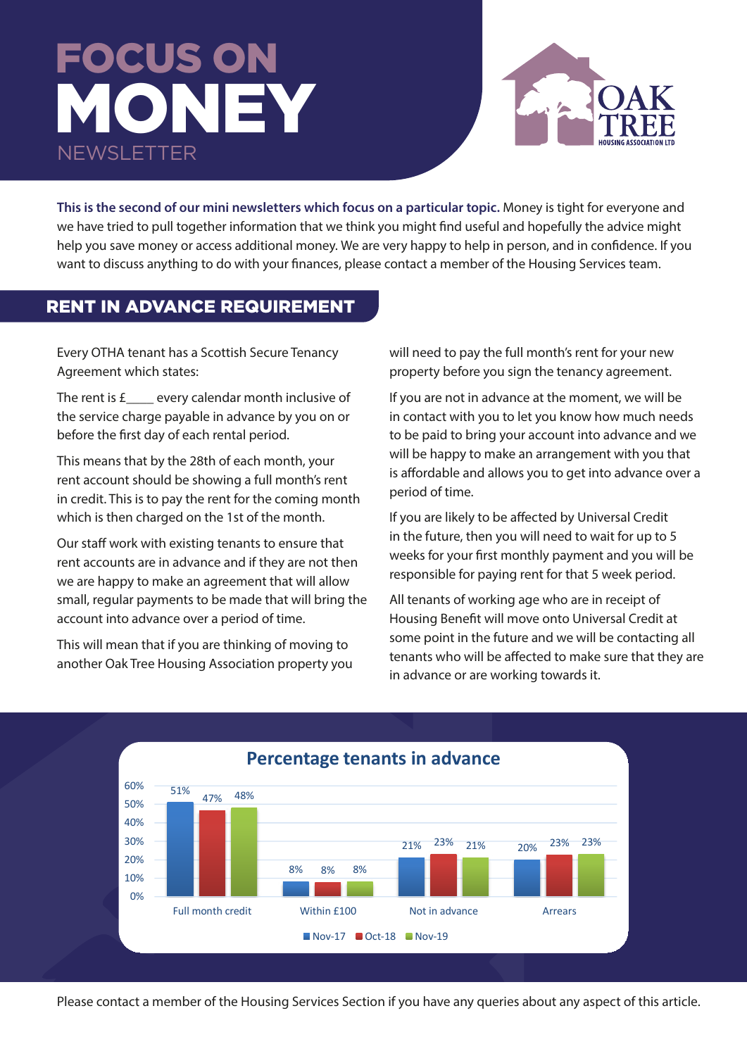# FOCUS ON MONEY

NEWSLETTER

OAK TREE HOUSING ASSOCIATION LTD

**This is the second of our mini newsletters which focus on a particular topic.** Money is tight for everyone and we have tried to pull together information that we think you might find useful and hopefully the advice might help you save money or access additional money. We are very happy to help in person, and in confidence. If you want to discuss anything to do with your finances, please contact a member of the Housing Services team.

## RENT IN ADVANCE REQUIREMENT

Every OTHA tenant has a Scottish Secure Tenancy Agreement which states:

The rent is £____ every calendar month inclusive of the service charge payable in advance by you on or before the first day of each rental period.

This means that by the 28th of each month, your rent account should be showing a full month's rent in credit. This is to pay the rent for the coming month which is then charged on the 1st of the month.

Our staff work with existing tenants to ensure that rent accounts are in advance and if they are not then we are happy to make an agreement that will allow small, regular payments to be made that will bring the account into advance over a period of time.

This will mean that if you are thinking of moving to another Oak Tree Housing Association property you will need to pay the full month's rent for your new property before you sign the tenancy agreement.

If you are not in advance at the moment, we will be in contact with you to let you know how much needs to be paid to bring your account into advance and we will be happy to make an arrangement with you that is affordable and allows you to get into advance over a period of time.

If you are likely to be affected by Universal Credit in the future, then you will need to wait for up to 5 weeks for your first monthly payment and you will be responsible for paying rent for that 5 week period.

All tenants of working age who are in receipt of Housing Benefit will move onto Universal Credit at some point in the future and we will be contacting all tenants who will be affected to make sure that they are in advance or are working towards it.

**Percentage tenants in advance**

| | Nov-17 | Oct-18 | Nov-19 |
|---|---|---|---|
| Full month credit | 51% | 47% | 48% |
| Within £100 | 8% | 8% | 8% |
| Not in advance | 21% | 23% | 21% |
| Arrears | 20% | 23% | 23% |

Please contact a member of the Housing Services Section if you have any queries about any aspect of this article.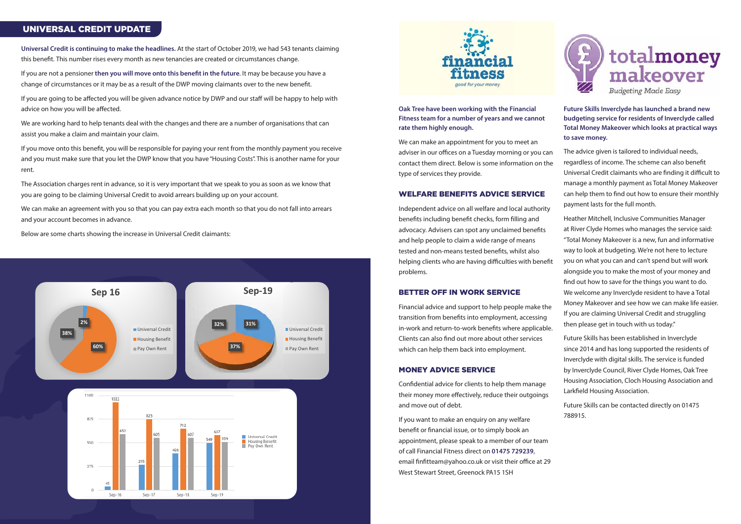## UNIVERSAL CREDIT UPDATE

**Universal Credit is continuing to make the headlines.** At the start of October 2019, we had 543 tenants claiming this benefit. This number rises every month as new tenancies are created or circumstances change.

If you are not a pensioner **then you will move onto this benefit in the future**. It may be because you have a change of circumstances or it may be as a result of the DWP moving claimants over to the new benefit.

If you are going to be affected you will be given advance notice by DWP and our staff will be happy to help with advice on how you will be affected.

We are working hard to help tenants deal with the changes and there are a number of organisations that can assist you make a claim and maintain your claim.

If you move onto this benefit, you will be responsible for paying your rent from the monthly payment you receive and you must make sure that you let the DWP know that you have "Housing Costs". This is another name for your rent.

The Association charges rent in advance, so it is very important that we speak to you as soon as we know that you are going to be claiming Universal Credit to avoid arrears building up on your account.

We can make an agreement with you so that you can pay extra each month so that you do not fall into arrears and your account becomes in advance.

Below are some charts showing the increase in Universal Credit claimants:

**Sep 16**

| | % |
|---|---|
| Universal Credit | 2% |
| Housing Benefit | 60% |
| Pay Own Rent | 38% |

**Sep-19**

| | % |
|---|---|
| Universal Credit | 31% |
| Housing Benefit | 37% |
| Pay Own Rent | 32% |

| | Sep-16 | Sep-17 | Sep-18 | Sep-19 |
|---|---|---|---|---|
| Universal Credit | 41 | 295 | 426 | 549 |
| Housing Benefit | 1022 | 825 | 712 | 637 |
| Pay Own Rent | 652 | 605 | 607 | 559 |

financial fitness
good for your money

**Oak Tree have been working with the Financial Fitness team for a number of years and we cannot rate them highly enough.**

We can make an appointment for you to meet an adviser in our offices on a Tuesday morning or you can contact them direct. Below is some information on the type of services they provide.

### WELFARE BENEFITS ADVICE SERVICE

Independent advice on all welfare and local authority benefits including benefit checks, form filling and advocacy. Advisers can spot any unclaimed benefits and help people to claim a wide range of means tested and non-means tested benefits, whilst also helping clients who are having difficulties with benefit problems.

### BETTER OFF IN WORK SERVICE

Financial advice and support to help people make the transition from benefits into employment, accessing in-work and return-to-work benefits where applicable. Clients can also find out more about other services which can help them back into employment.

### MONEY ADVICE SERVICE

Confidential advice for clients to help them manage their money more effectively, reduce their outgoings and move out of debt.

If you want to make an enquiry on any welfare benefit or financial issue, or to simply book an appointment, please speak to a member of our team of call Financial Fitness direct on **01475 729239**, email finfitteam@yahoo.co.uk or visit their office at 29 West Stewart Street, Greenock PA15 1SH

totalmoney makeover
*Budgeting Made Easy*

**Future Skills Inverclyde has launched a brand new budgeting service for residents of Inverclyde called Total Money Makeover which looks at practical ways to save money.**

The advice given is tailored to individual needs, regardless of income. The scheme can also benefit Universal Credit claimants who are finding it difficult to manage a monthly payment as Total Money Makeover can help them to find out how to ensure their monthly payment lasts for the full month.

Heather Mitchell, Inclusive Communities Manager at River Clyde Homes who manages the service said: "Total Money Makeover is a new, fun and informative way to look at budgeting. We're not here to lecture you on what you can and can't spend but will work alongside you to make the most of your money and find out how to save for the things you want to do. We welcome any Inverclyde resident to have a Total Money Makeover and see how we can make life easier. If you are claiming Universal Credit and struggling then please get in touch with us today."

Future Skills has been established in Inverclyde since 2014 and has long supported the residents of Inverclyde with digital skills. The service is funded by Inverclyde Council, River Clyde Homes, Oak Tree Housing Association, Cloch Housing Association and Larkfield Housing Association.

Future Skills can be contacted directly on 01475 788915.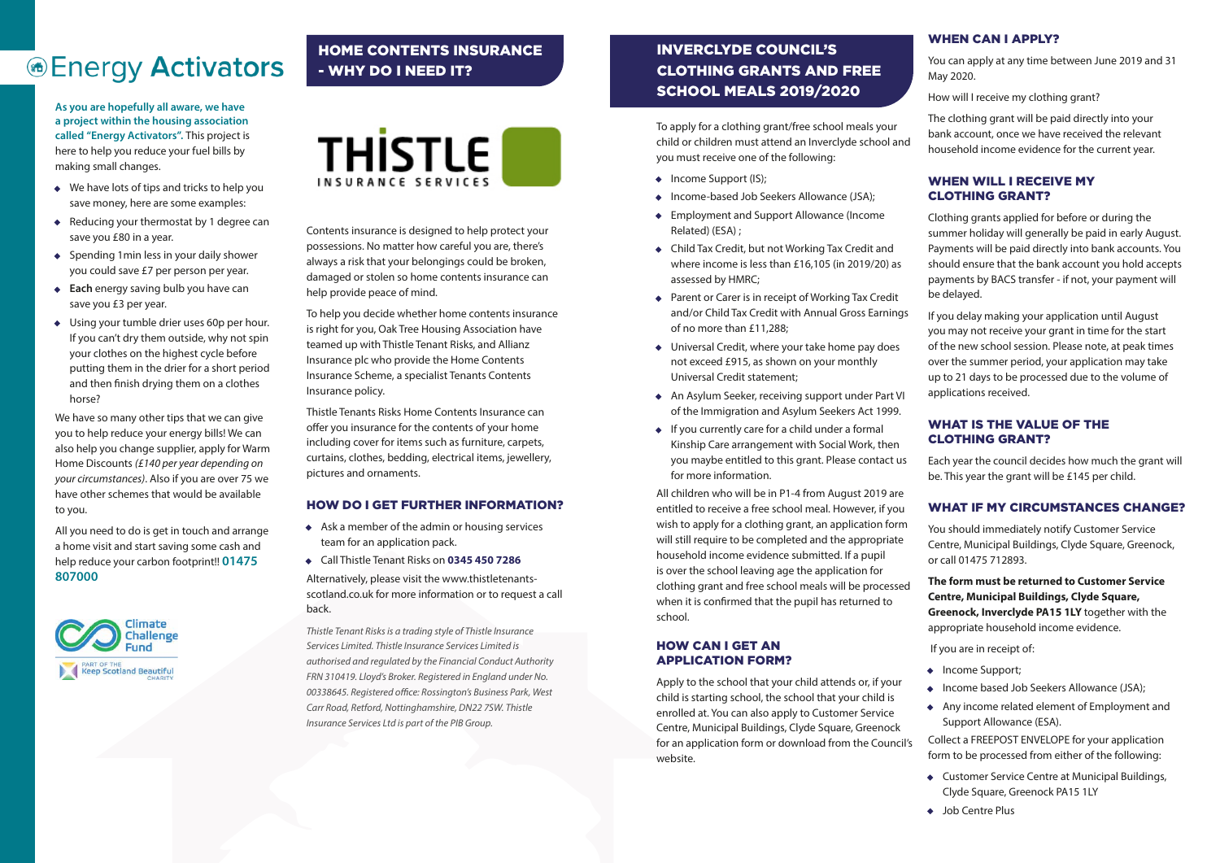# Energy Activators

**As you are hopefully all aware, we have a project within the housing association called "Energy Activators".** This project is here to help you reduce your fuel bills by making small changes.

- We have lots of tips and tricks to help you save money, here are some examples:
- Reducing your thermostat by 1 degree can save you £80 in a year.
- Spending 1min less in your daily shower you could save £7 per person per year.
- **Each** energy saving bulb you have can save you £3 per year.
- Using your tumble drier uses 60p per hour. If you can't dry them outside, why not spin your clothes on the highest cycle before putting them in the drier for a short period and then finish drying them on a clothes horse?

We have so many other tips that we can give you to help reduce your energy bills! We can also help you change supplier, apply for Warm Home Discounts *(£140 per year depending on your circumstances)*. Also if you are over 75 we have other schemes that would be available to you.

All you need to do is get in touch and arrange a home visit and start saving some cash and help reduce your carbon footprint!! **01475 807000**

Climate Challenge Fund

PART OF THE Keep Scotland Beautiful CHARITY

## HOME CONTENTS INSURANCE - WHY DO I NEED IT?

THISTLE INSURANCE SERVICES

Contents insurance is designed to help protect your possessions. No matter how careful you are, there's always a risk that your belongings could be broken, damaged or stolen so home contents insurance can help provide peace of mind.

To help you decide whether home contents insurance is right for you, Oak Tree Housing Association have teamed up with Thistle Tenant Risks, and Allianz Insurance plc who provide the Home Contents Insurance Scheme, a specialist Tenants Contents Insurance policy.

Thistle Tenants Risks Home Contents Insurance can offer you insurance for the contents of your home including cover for items such as furniture, carpets, curtains, clothes, bedding, electrical items, jewellery, pictures and ornaments.

### HOW DO I GET FURTHER INFORMATION?

- Ask a member of the admin or housing services team for an application pack.
- Call Thistle Tenant Risks on **0345 450 7286**

Alternatively, please visit the www.thistletenants-scotland.co.uk for more information or to request a call back.

*Thistle Tenant Risks is a trading style of Thistle Insurance Services Limited. Thistle Insurance Services Limited is authorised and regulated by the Financial Conduct Authority FRN 310419. Lloyd's Broker. Registered in England under No. 00338645. Registered office: Rossington's Business Park, West Carr Road, Retford, Nottinghamshire, DN22 7SW. Thistle Insurance Services Ltd is part of the PIB Group.*

## INVERCLYDE COUNCIL'S CLOTHING GRANTS AND FREE SCHOOL MEALS 2019/2020

To apply for a clothing grant/free school meals your child or children must attend an Inverclyde school and you must receive one of the following:

- Income Support (IS);
- Income-based Job Seekers Allowance (JSA);
- Employment and Support Allowance (Income Related) (ESA) ;
- Child Tax Credit, but not Working Tax Credit and where income is less than £16,105 (in 2019/20) as assessed by HMRC;
- Parent or Carer is in receipt of Working Tax Credit and/or Child Tax Credit with Annual Gross Earnings of no more than £11,288;
- Universal Credit, where your take home pay does not exceed £915, as shown on your monthly Universal Credit statement;
- An Asylum Seeker, receiving support under Part VI of the Immigration and Asylum Seekers Act 1999.
- If you currently care for a child under a formal Kinship Care arrangement with Social Work, then you maybe entitled to this grant. Please contact us for more information.

All children who will be in P1-4 from August 2019 are entitled to receive a free school meal. However, if you wish to apply for a clothing grant, an application form will still require to be completed and the appropriate household income evidence submitted. If a pupil is over the school leaving age the application for clothing grant and free school meals will be processed when it is confirmed that the pupil has returned to school.

### HOW CAN I GET AN APPLICATION FORM?

Apply to the school that your child attends or, if your child is starting school, the school that your child is enrolled at. You can also apply to Customer Service Centre, Municipal Buildings, Clyde Square, Greenock for an application form or download from the Council's website.

### WHEN CAN I APPLY?

You can apply at any time between June 2019 and 31 May 2020.

How will I receive my clothing grant?

The clothing grant will be paid directly into your bank account, once we have received the relevant household income evidence for the current year.

### WHEN WILL I RECEIVE MY CLOTHING GRANT?

Clothing grants applied for before or during the summer holiday will generally be paid in early August. Payments will be paid directly into bank accounts. You should ensure that the bank account you hold accepts payments by BACS transfer - if not, your payment will be delayed.

If you delay making your application until August you may not receive your grant in time for the start of the new school session. Please note, at peak times over the summer period, your application may take up to 21 days to be processed due to the volume of applications received.

### WHAT IS THE VALUE OF THE CLOTHING GRANT?

Each year the council decides how much the grant will be. This year the grant will be £145 per child.

### WHAT IF MY CIRCUMSTANCES CHANGE?

You should immediately notify Customer Service Centre, Municipal Buildings, Clyde Square, Greenock, or call 01475 712893.

**The form must be returned to Customer Service Centre, Municipal Buildings, Clyde Square, Greenock, Inverclyde PA15 1LY** together with the appropriate household income evidence.

If you are in receipt of:

- Income Support;
- Income based Job Seekers Allowance (JSA);
- Any income related element of Employment and Support Allowance (ESA).

Collect a FREEPOST ENVELOPE for your application form to be processed from either of the following:

- Customer Service Centre at Municipal Buildings, Clyde Square, Greenock PA15 1LY
- Job Centre Plus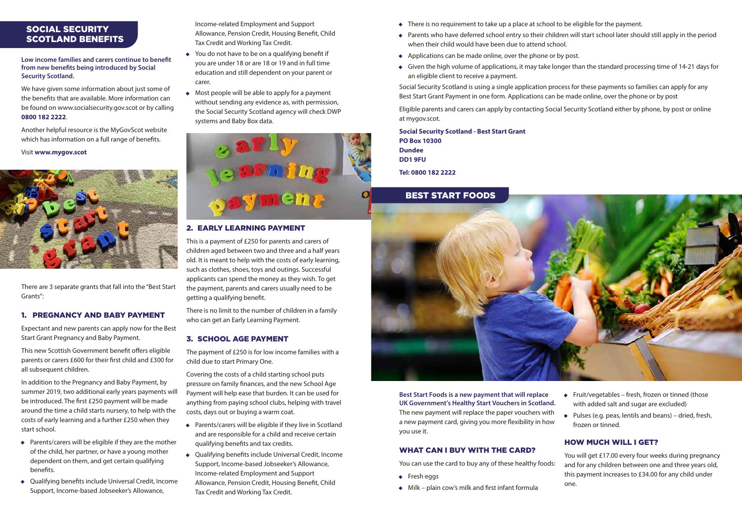## SOCIAL SECURITY SCOTLAND BENEFITS

**Low income families and carers continue to benefit from new benefits being introduced by Social Security Scotland.**

We have given some information about just some of the benefits that are available. More information can be found on www.socialsecurity.gov.scot or by calling **0800 182 2222**.

Another helpful resource is the MyGovScot website which has information on a full range of benefits.

Visit **www.mygov.scot**

There are 3 separate grants that fall into the "Best Start Grants":

### 1. PREGNANCY AND BABY PAYMENT

Expectant and new parents can apply now for the Best Start Grant Pregnancy and Baby Payment.

This new Scottish Government benefit offers eligible parents or carers £600 for their first child and £300 for all subsequent children.

In addition to the Pregnancy and Baby Payment, by summer 2019, two additional early years payments will be introduced. The first £250 payment will be made around the time a child starts nursery, to help with the costs of early learning and a further £250 when they start school.

- Parents/carers will be eligible if they are the mother of the child, her partner, or have a young mother dependent on them, and get certain qualifying benefits.
- Qualifying benefits include Universal Credit, Income Support, Income-based Jobseeker's Allowance, Income-related Employment and Support Allowance, Pension Credit, Housing Benefit, Child Tax Credit and Working Tax Credit.
- You do not have to be on a qualifying benefit if you are under 18 or are 18 or 19 and in full time education and still dependent on your parent or carer.
- Most people will be able to apply for a payment without sending any evidence as, with permission, the Social Security Scotland agency will check DWP systems and Baby Box data.

### 2. EARLY LEARNING PAYMENT

This is a payment of £250 for parents and carers of children aged between two and three and a half years old. It is meant to help with the costs of early learning, such as clothes, shoes, toys and outings. Successful applicants can spend the money as they wish. To get the payment, parents and carers usually need to be getting a qualifying benefit.

There is no limit to the number of children in a family who can get an Early Learning Payment.

### 3. SCHOOL AGE PAYMENT

The payment of £250 is for low income families with a child due to start Primary One.

Covering the costs of a child starting school puts pressure on family finances, and the new School Age Payment will help ease that burden. It can be used for anything from paying school clubs, helping with travel costs, days out or buying a warm coat.

- Parents/carers will be eligible if they live in Scotland and are responsible for a child and receive certain qualifying benefits and tax credits.
- Qualifying benefits include Universal Credit, Income Support, Income-based Jobseeker's Allowance, Income-related Employment and Support Allowance, Pension Credit, Housing Benefit, Child Tax Credit and Working Tax Credit.
- There is no requirement to take up a place at school to be eligible for the payment.
- Parents who have deferred school entry so their children will start school later should still apply in the period when their child would have been due to attend school.
- Applications can be made online, over the phone or by post.
- Given the high volume of applications, it may take longer than the standard processing time of 14-21 days for an eligible client to receive a payment.

Social Security Scotland is using a single application process for these payments so families can apply for any Best Start Grant Payment in one form. Applications can be made online, over the phone or by post

Eligible parents and carers can apply by contacting Social Security Scotland either by phone, by post or online at mygov.scot.

**Social Security Scotland - Best Start Grant**
**PO Box 10300**
**Dundee**
**DD1 9FU**

**Tel: 0800 182 2222**

## BEST START FOODS

**Best Start Foods is a new payment that will replace UK Government's Healthy Start Vouchers in Scotland.** The new payment will replace the paper vouchers with a new payment card, giving you more flexibility in how you use it.

### WHAT CAN I BUY WITH THE CARD?

You can use the card to buy any of these healthy foods:

- Fresh eggs
- Milk – plain cow's milk and first infant formula
- Fruit/vegetables – fresh, frozen or tinned (those with added salt and sugar are excluded)
- Pulses (e.g. peas, lentils and beans) – dried, fresh, frozen or tinned.

### HOW MUCH WILL I GET?

You will get £17.00 every four weeks during pregnancy and for any children between one and three years old, this payment increases to £34.00 for any child under one.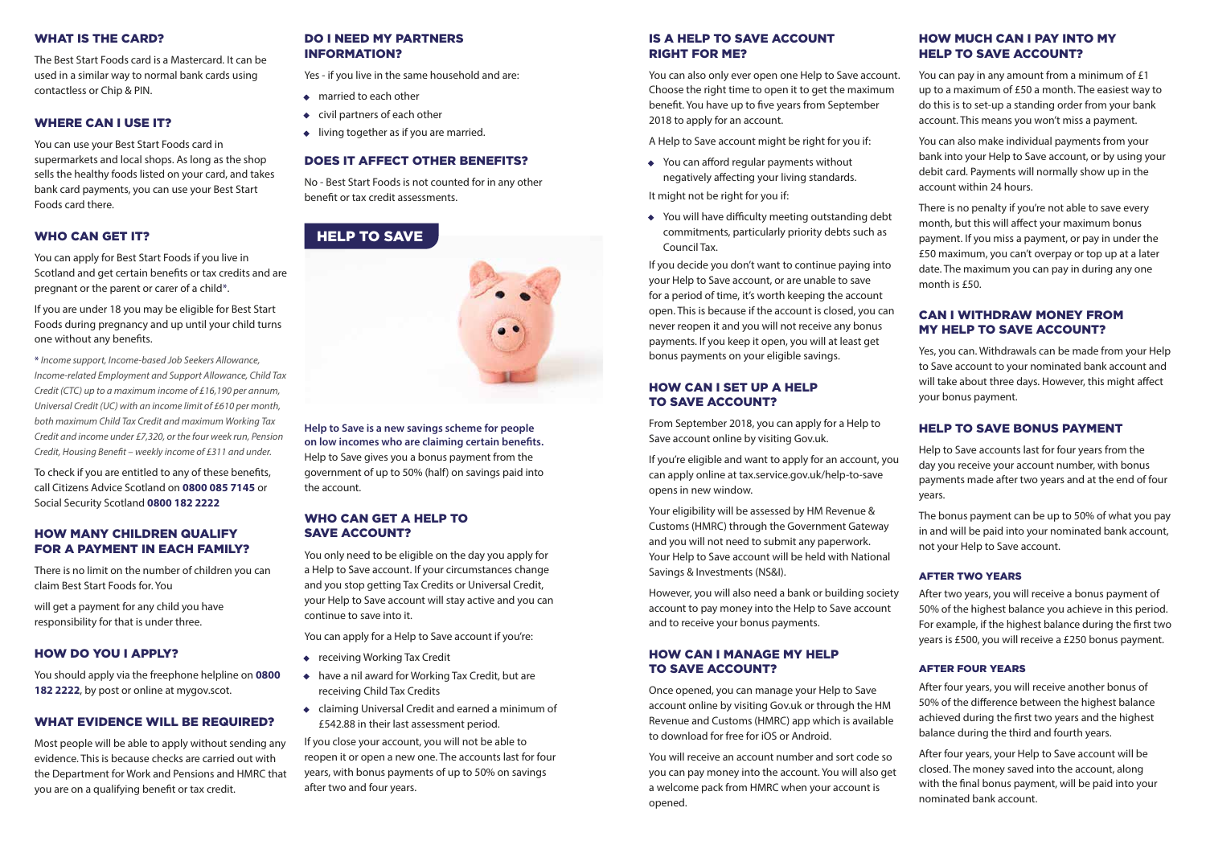## WHAT IS THE CARD?

The Best Start Foods card is a Mastercard. It can be used in a similar way to normal bank cards using contactless or Chip & PIN.

## WHERE CAN I USE IT?

You can use your Best Start Foods card in supermarkets and local shops. As long as the shop sells the healthy foods listed on your card, and takes bank card payments, you can use your Best Start Foods card there.

## WHO CAN GET IT?

You can apply for Best Start Foods if you live in Scotland and get certain benefits or tax credits and are pregnant or the parent or carer of a child*.

If you are under 18 you may be eligible for Best Start Foods during pregnancy and up until your child turns one without any benefits.

*\* Income support, Income-based Job Seekers Allowance, Income-related Employment and Support Allowance, Child Tax Credit (CTC) up to a maximum income of £16,190 per annum, Universal Credit (UC) with an income limit of £610 per month, both maximum Child Tax Credit and maximum Working Tax Credit and income under £7,320, or the four week run, Pension Credit, Housing Benefit – weekly income of £311 and under.*

To check if you are entitled to any of these benefits, call Citizens Advice Scotland on **0800 085 7145** or Social Security Scotland **0800 182 2222**

## HOW MANY CHILDREN QUALIFY FOR A PAYMENT IN EACH FAMILY?

There is no limit on the number of children you can claim Best Start Foods for. You

will get a payment for any child you have responsibility for that is under three.

## HOW DO YOU I APPLY?

You should apply via the freephone helpline on **0800 182 2222**, by post or online at mygov.scot.

## WHAT EVIDENCE WILL BE REQUIRED?

Most people will be able to apply without sending any evidence. This is because checks are carried out with the Department for Work and Pensions and HMRC that you are on a qualifying benefit or tax credit.

## DO I NEED MY PARTNERS INFORMATION?

Yes - if you live in the same household and are:

- married to each other
- civil partners of each other
- living together as if you are married.

## DOES IT AFFECT OTHER BENEFITS?

No - Best Start Foods is not counted for in any other benefit or tax credit assessments.

# HELP TO SAVE

**Help to Save is a new savings scheme for people on low incomes who are claiming certain benefits.** Help to Save gives you a bonus payment from the government of up to 50% (half) on savings paid into the account.

## WHO CAN GET A HELP TO SAVE ACCOUNT?

You only need to be eligible on the day you apply for a Help to Save account. If your circumstances change and you stop getting Tax Credits or Universal Credit, your Help to Save account will stay active and you can continue to save into it.

You can apply for a Help to Save account if you're:

- receiving Working Tax Credit
- have a nil award for Working Tax Credit, but are receiving Child Tax Credits
- claiming Universal Credit and earned a minimum of £542.88 in their last assessment period.

If you close your account, you will not be able to reopen it or open a new one. The accounts last for four years, with bonus payments of up to 50% on savings after two and four years.

## IS A HELP TO SAVE ACCOUNT RIGHT FOR ME?

You can also only ever open one Help to Save account. Choose the right time to open it to get the maximum benefit. You have up to five years from September 2018 to apply for an account.

A Help to Save account might be right for you if:

- You can afford regular payments without negatively affecting your living standards.

It might not be right for you if:

- You will have difficulty meeting outstanding debt commitments, particularly priority debts such as Council Tax.

If you decide you don't want to continue paying into your Help to Save account, or are unable to save for a period of time, it's worth keeping the account open. This is because if the account is closed, you can never reopen it and you will not receive any bonus payments. If you keep it open, you will at least get bonus payments on your eligible savings.

## HOW CAN I SET UP A HELP TO SAVE ACCOUNT?

From September 2018, you can apply for a Help to Save account online by visiting Gov.uk.

If you're eligible and want to apply for an account, you can apply online at tax.service.gov.uk/help-to-save opens in new window.

Your eligibility will be assessed by HM Revenue & Customs (HMRC) through the Government Gateway and you will not need to submit any paperwork. Your Help to Save account will be held with National Savings & Investments (NS&I).

However, you will also need a bank or building society account to pay money into the Help to Save account and to receive your bonus payments.

## HOW CAN I MANAGE MY HELP TO SAVE ACCOUNT?

Once opened, you can manage your Help to Save account online by visiting Gov.uk or through the HM Revenue and Customs (HMRC) app which is available to download for free for iOS or Android.

You will receive an account number and sort code so you can pay money into the account. You will also get a welcome pack from HMRC when your account is opened.

## HOW MUCH CAN I PAY INTO MY HELP TO SAVE ACCOUNT?

You can pay in any amount from a minimum of £1 up to a maximum of £50 a month. The easiest way to do this is to set-up a standing order from your bank account. This means you won't miss a payment.

You can also make individual payments from your bank into your Help to Save account, or by using your debit card. Payments will normally show up in the account within 24 hours.

There is no penalty if you're not able to save every month, but this will affect your maximum bonus payment. If you miss a payment, or pay in under the £50 maximum, you can't overpay or top up at a later date. The maximum you can pay in during any one month is £50.

## CAN I WITHDRAW MONEY FROM MY HELP TO SAVE ACCOUNT?

Yes, you can. Withdrawals can be made from your Help to Save account to your nominated bank account and will take about three days. However, this might affect your bonus payment.

## HELP TO SAVE BONUS PAYMENT

Help to Save accounts last for four years from the day you receive your account number, with bonus payments made after two years and at the end of four years.

The bonus payment can be up to 50% of what you pay in and will be paid into your nominated bank account, not your Help to Save account.

### AFTER TWO YEARS

After two years, you will receive a bonus payment of 50% of the highest balance you achieve in this period. For example, if the highest balance during the first two years is £500, you will receive a £250 bonus payment.

### AFTER FOUR YEARS

After four years, you will receive another bonus of 50% of the difference between the highest balance achieved during the first two years and the highest balance during the third and fourth years.

After four years, your Help to Save account will be closed. The money saved into the account, along with the final bonus payment, will be paid into your nominated bank account.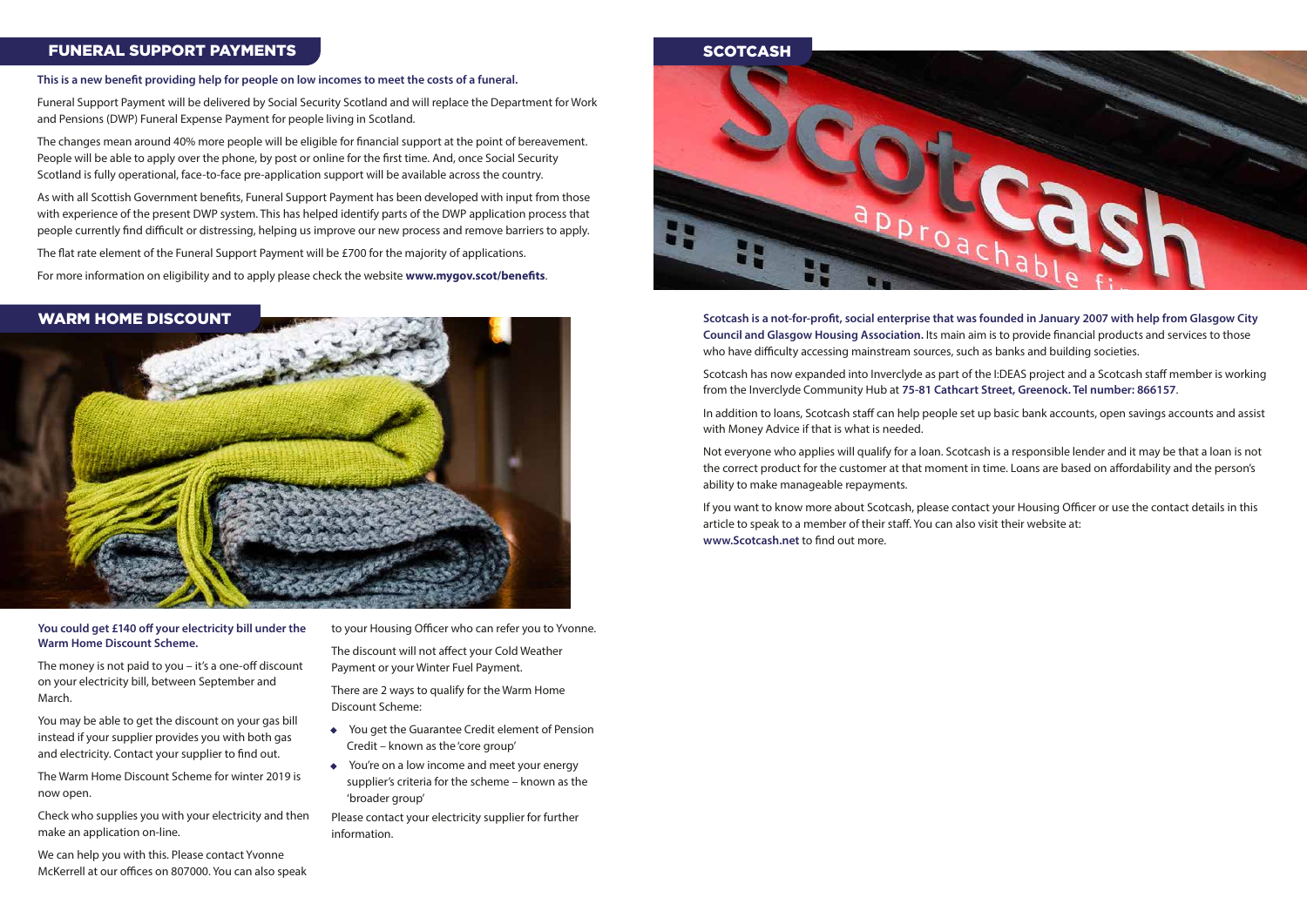## FUNERAL SUPPORT PAYMENTS

**This is a new benefit providing help for people on low incomes to meet the costs of a funeral.**

Funeral Support Payment will be delivered by Social Security Scotland and will replace the Department for Work and Pensions (DWP) Funeral Expense Payment for people living in Scotland.

The changes mean around 40% more people will be eligible for financial support at the point of bereavement. People will be able to apply over the phone, by post or online for the first time. And, once Social Security Scotland is fully operational, face-to-face pre-application support will be available across the country.

As with all Scottish Government benefits, Funeral Support Payment has been developed with input from those with experience of the present DWP system. This has helped identify parts of the DWP application process that people currently find difficult or distressing, helping us improve our new process and remove barriers to apply.

The flat rate element of the Funeral Support Payment will be £700 for the majority of applications.

For more information on eligibility and to apply please check the website **www.mygov.scot/benefits**.

## WARM HOME DISCOUNT

**You could get £140 off your electricity bill under the Warm Home Discount Scheme.**

The money is not paid to you – it's a one-off discount on your electricity bill, between September and March.

You may be able to get the discount on your gas bill instead if your supplier provides you with both gas and electricity. Contact your supplier to find out.

The Warm Home Discount Scheme for winter 2019 is now open.

Check who supplies you with your electricity and then make an application on-line.

We can help you with this. Please contact Yvonne McKerrell at our offices on 807000. You can also speak to your Housing Officer who can refer you to Yvonne.

The discount will not affect your Cold Weather Payment or your Winter Fuel Payment.

There are 2 ways to qualify for the Warm Home Discount Scheme:

- You get the Guarantee Credit element of Pension Credit – known as the 'core group'
- You're on a low income and meet your energy supplier's criteria for the scheme – known as the 'broader group'

Please contact your electricity supplier for further information.

## SCOTCASH

**Scotcash is a not-for-profit, social enterprise that was founded in January 2007 with help from Glasgow City Council and Glasgow Housing Association.** Its main aim is to provide financial products and services to those who have difficulty accessing mainstream sources, such as banks and building societies.

Scotcash has now expanded into Inverclyde as part of the I:DEAS project and a Scotcash staff member is working from the Inverclyde Community Hub at **75-81 Cathcart Street, Greenock. Tel number: 866157**.

In addition to loans, Scotcash staff can help people set up basic bank accounts, open savings accounts and assist with Money Advice if that is what is needed.

Not everyone who applies will qualify for a loan. Scotcash is a responsible lender and it may be that a loan is not the correct product for the customer at that moment in time. Loans are based on affordability and the person's ability to make manageable repayments.

If you want to know more about Scotcash, please contact your Housing Officer or use the contact details in this article to speak to a member of their staff. You can also visit their website at: **www.Scotcash.net** to find out more.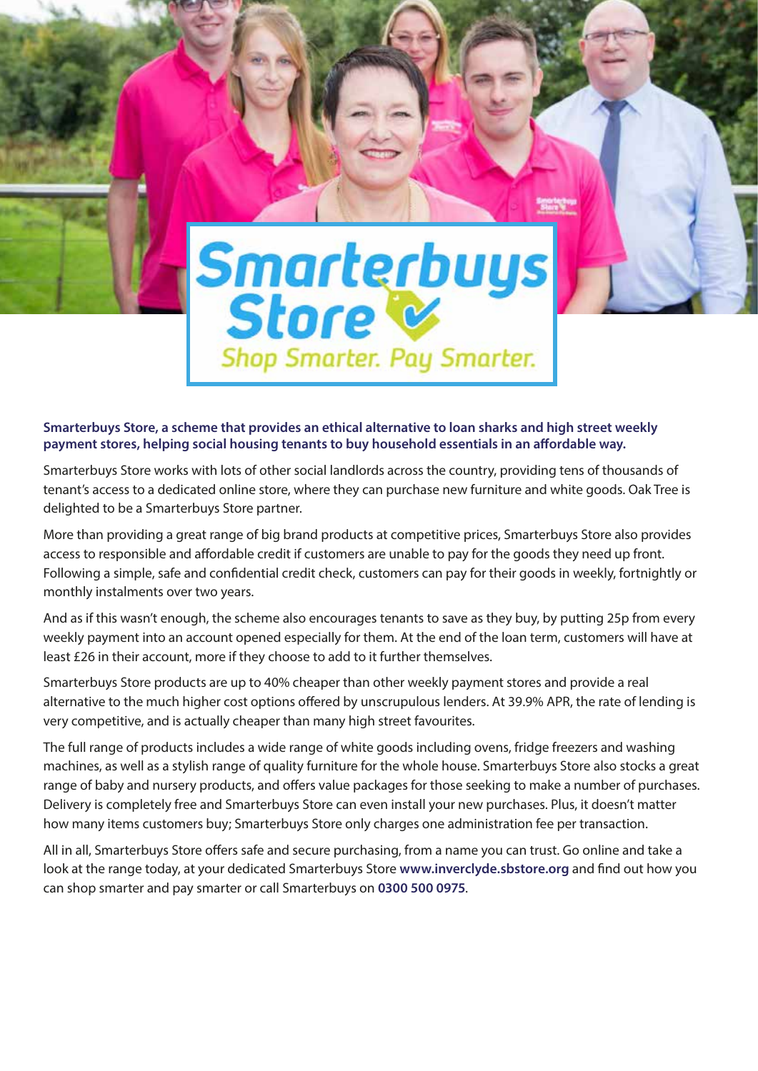# Smarterbuys Store

*Shop Smarter. Pay Smarter.*

**Smarterbuys Store, a scheme that provides an ethical alternative to loan sharks and high street weekly payment stores, helping social housing tenants to buy household essentials in an affordable way.**

Smarterbuys Store works with lots of other social landlords across the country, providing tens of thousands of tenant's access to a dedicated online store, where they can purchase new furniture and white goods. Oak Tree is delighted to be a Smarterbuys Store partner.

More than providing a great range of big brand products at competitive prices, Smarterbuys Store also provides access to responsible and affordable credit if customers are unable to pay for the goods they need up front. Following a simple, safe and confidential credit check, customers can pay for their goods in weekly, fortnightly or monthly instalments over two years.

And as if this wasn't enough, the scheme also encourages tenants to save as they buy, by putting 25p from every weekly payment into an account opened especially for them. At the end of the loan term, customers will have at least £26 in their account, more if they choose to add to it further themselves.

Smarterbuys Store products are up to 40% cheaper than other weekly payment stores and provide a real alternative to the much higher cost options offered by unscrupulous lenders. At 39.9% APR, the rate of lending is very competitive, and is actually cheaper than many high street favourites.

The full range of products includes a wide range of white goods including ovens, fridge freezers and washing machines, as well as a stylish range of quality furniture for the whole house. Smarterbuys Store also stocks a great range of baby and nursery products, and offers value packages for those seeking to make a number of purchases. Delivery is completely free and Smarterbuys Store can even install your new purchases. Plus, it doesn't matter how many items customers buy; Smarterbuys Store only charges one administration fee per transaction.

All in all, Smarterbuys Store offers safe and secure purchasing, from a name you can trust. Go online and take a look at the range today, at your dedicated Smarterbuys Store **www.inverclyde.sbstore.org** and find out how you can shop smarter and pay smarter or call Smarterbuys on **0300 500 0975**.